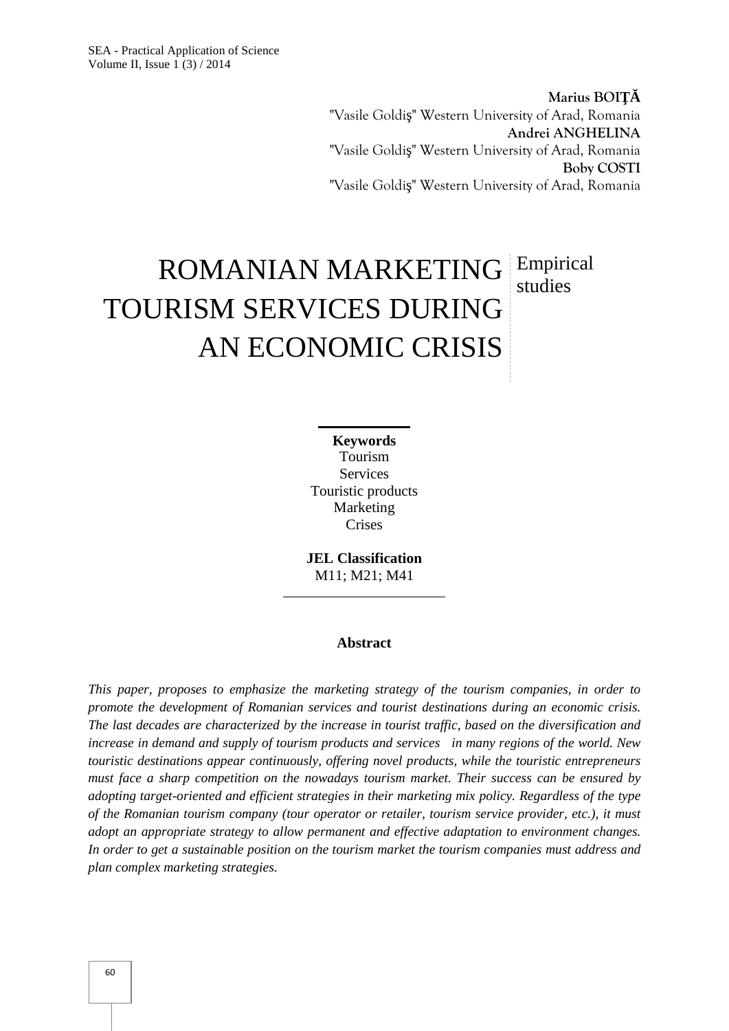**Marius BOIŢĂ**
"Vasile Goldiş" Western University of Arad, Romania
**Andrei ANGHELINA**
"Vasile Goldiş" Western University of Arad, Romania
**Boby COSTI**
"Vasile Goldiş" Western University of Arad, Romania

# ROMANIAN MARKETING TOURISM SERVICES DURING AN ECONOMIC CRISIS

Empirical studies

**Keywords**
Tourism
Services
Touristic products
Marketing
Crises

**JEL Classification**
M11; M21; M41

**Abstract**

*This paper, proposes to emphasize the marketing strategy of the tourism companies, in order to promote the development of Romanian services and tourist destinations during an economic crisis. The last decades are characterized by the increase in tourist traffic, based on the diversification and increase in demand and supply of tourism products and services in many regions of the world. New touristic destinations appear continuously, offering novel products, while the touristic entrepreneurs must face a sharp competition on the nowadays tourism market. Their success can be ensured by adopting target-oriented and efficient strategies in their marketing mix policy. Regardless of the type of the Romanian tourism company (tour operator or retailer, tourism service provider, etc.), it must adopt an appropriate strategy to allow permanent and effective adaptation to environment changes. In order to get a sustainable position on the tourism market the tourism companies must address and plan complex marketing strategies.*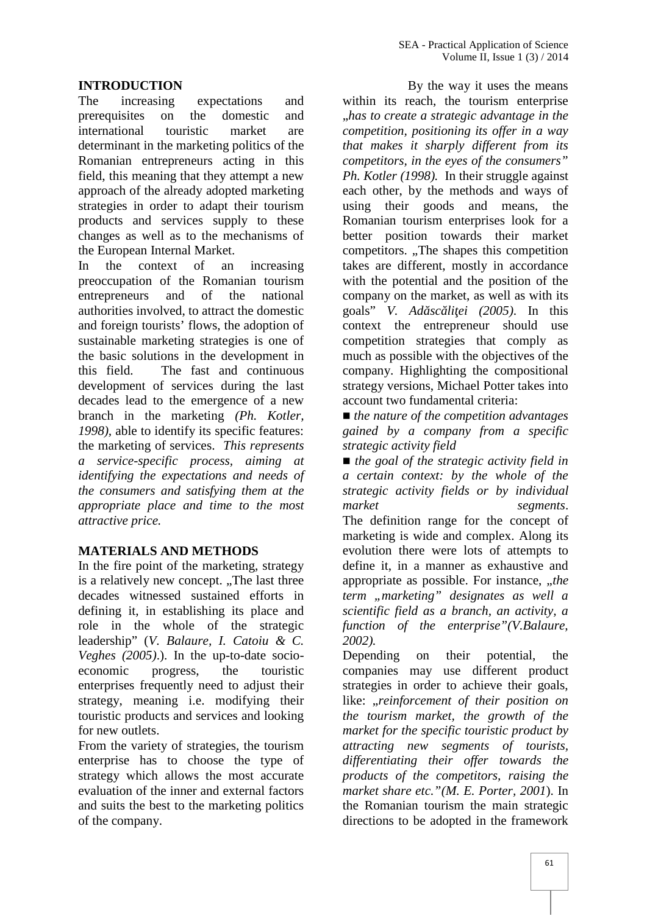## INTRODUCTION

The increasing expectations and prerequisites on the domestic and international touristic market are determinant in the marketing politics of the Romanian entrepreneurs acting in this field, this meaning that they attempt a new approach of the already adopted marketing strategies in order to adapt their tourism products and services supply to these changes as well as to the mechanisms of the European Internal Market.

In the context of an increasing preoccupation of the Romanian tourism entrepreneurs and of the national authorities involved, to attract the domestic and foreign tourists' flows, the adoption of sustainable marketing strategies is one of the basic solutions in the development in this field. The fast and continuous development of services during the last decades lead to the emergence of a new branch in the marketing *(Ph. Kotler, 1998)*, able to identify its specific features: the marketing of services. *This represents a service-specific process, aiming at identifying the expectations and needs of the consumers and satisfying them at the appropriate place and time to the most attractive price.*

## MATERIALS AND METHODS

In the fire point of the marketing, strategy is a relatively new concept. „The last three decades witnessed sustained efforts in defining it, in establishing its place and role in the whole of the strategic leadership" (*V. Balaure, I. Catoiu & C. Veghes (2005)*.). In the up-to-date socio-economic progress, the touristic enterprises frequently need to adjust their strategy, meaning i.e. modifying their touristic products and services and looking for new outlets.

From the variety of strategies, the tourism enterprise has to choose the type of strategy which allows the most accurate evaluation of the inner and external factors and suits the best to the marketing politics of the company.

By the way it uses the means within its reach, the tourism enterprise *„has to create a strategic advantage in the competition, positioning its offer in a way that makes it sharply different from its competitors, in the eyes of the consumers" Ph. Kotler (1998).* In their struggle against each other, by the methods and ways of using their goods and means, the Romanian tourism enterprises look for a better position towards their market competitors. „The shapes this competition takes are different, mostly in accordance with the potential and the position of the company on the market, as well as with its goals" *V. Adăscăliţei (2005)*. In this context the entrepreneur should use competition strategies that comply as much as possible with the objectives of the company. Highlighting the compositional strategy versions, Michael Potter takes into account two fundamental criteria:

- *the nature of the competition advantages gained by a company from a specific strategic activity field*
- *the goal of the strategic activity field in a certain context: by the whole of the strategic activity fields or by individual market segments*.

The definition range for the concept of marketing is wide and complex. Along its evolution there were lots of attempts to define it, in a manner as exhaustive and appropriate as possible. For instance, *„the term „marketing" designates as well a scientific field as a branch, an activity, a function of the enterprise"(V.Balaure, 2002).*

Depending on their potential, the companies may use different product strategies in order to achieve their goals, like: *„reinforcement of their position on the tourism market, the growth of the market for the specific touristic product by attracting new segments of tourists, differentiating their offer towards the products of the competitors, raising the market share etc."(M. E. Porter, 2001*). In the Romanian tourism the main strategic directions to be adopted in the framework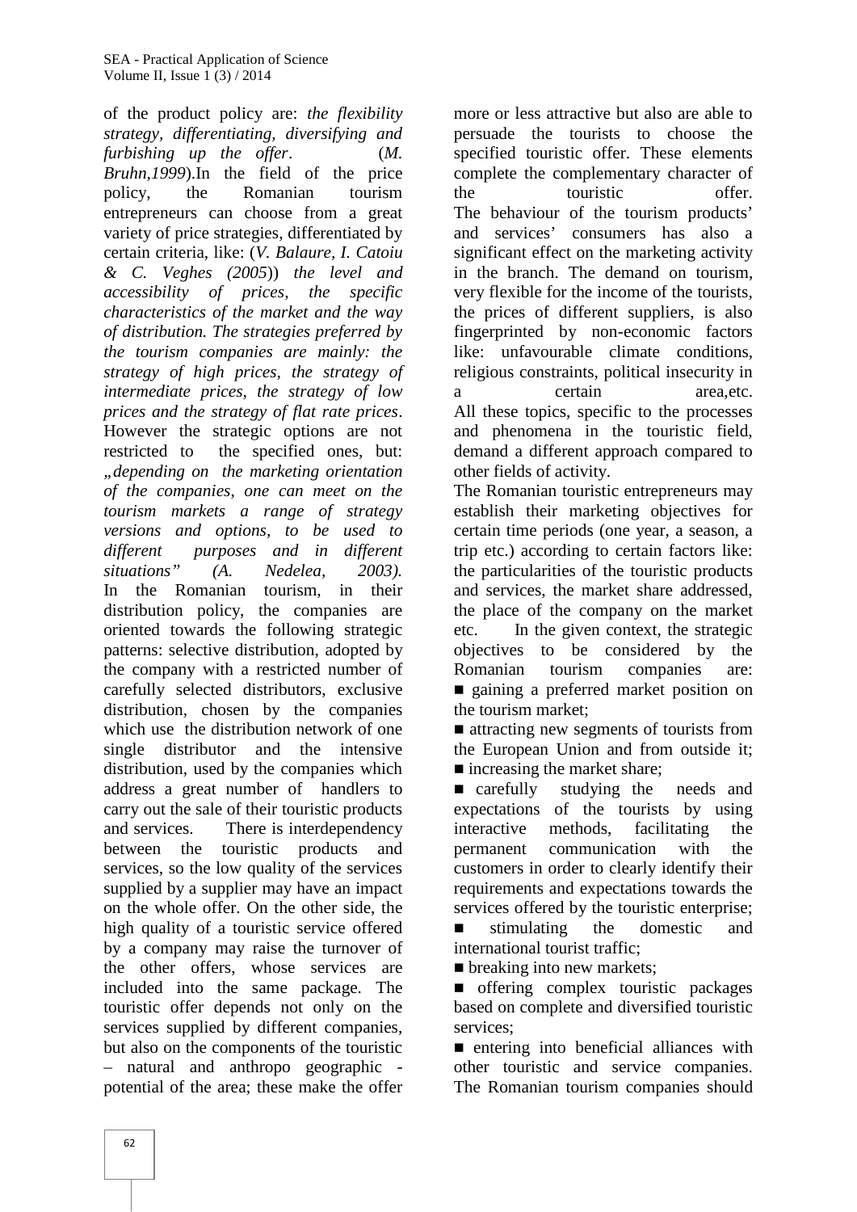of the product policy are: *the flexibility strategy, differentiating, diversifying and furbishing up the offer*. (*M. Bruhn,1999*).In the field of the price policy, the Romanian tourism entrepreneurs can choose from a great variety of price strategies, differentiated by certain criteria, like: (*V. Balaure, I. Catoiu & C. Veghes (2005)*) *the level and accessibility of prices, the specific characteristics of the market and the way of distribution. The strategies preferred by the tourism companies are mainly: the strategy of high prices, the strategy of intermediate prices, the strategy of low prices and the strategy of flat rate prices*. However the strategic options are not restricted to the specified ones, but: *„depending on the marketing orientation of the companies, one can meet on the tourism markets a range of strategy versions and options, to be used to different purposes and in different situations" (A. Nedelea, 2003).*

In the Romanian tourism, in their distribution policy, the companies are oriented towards the following strategic patterns: selective distribution, adopted by the company with a restricted number of carefully selected distributors, exclusive distribution, chosen by the companies which use the distribution network of one single distributor and the intensive distribution, used by the companies which address a great number of handlers to carry out the sale of their touristic products and services. There is interdependency between the touristic products and services, so the low quality of the services supplied by a supplier may have an impact on the whole offer. On the other side, the high quality of a touristic service offered by a company may raise the turnover of the other offers, whose services are included into the same package. The touristic offer depends not only on the services supplied by different companies, but also on the components of the touristic – natural and anthropo geographic - potential of the area; these make the offer more or less attractive but also are able to persuade the tourists to choose the specified touristic offer. These elements complete the complementary character of the touristic offer.

The behaviour of the tourism products' and services' consumers has also a significant effect on the marketing activity in the branch. The demand on tourism, very flexible for the income of the tourists, the prices of different suppliers, is also fingerprinted by non-economic factors like: unfavourable climate conditions, religious constraints, political insecurity in a certain area,etc.

All these topics, specific to the processes and phenomena in the touristic field, demand a different approach compared to other fields of activity.

The Romanian touristic entrepreneurs may establish their marketing objectives for certain time periods (one year, a season, a trip etc.) according to certain factors like: the particularities of the touristic products and services, the market share addressed, the place of the company on the market etc. In the given context, the strategic objectives to be considered by the Romanian tourism companies are:

- gaining a preferred market position on the tourism market;
- attracting new segments of tourists from the European Union and from outside it;
- increasing the market share;
- carefully studying the needs and expectations of the tourists by using interactive methods, facilitating the permanent communication with the customers in order to clearly identify their requirements and expectations towards the services offered by the touristic enterprise;
- stimulating the domestic and international tourist traffic;
- breaking into new markets;
- offering complex touristic packages based on complete and diversified touristic services;
- entering into beneficial alliances with other touristic and service companies.

The Romanian tourism companies should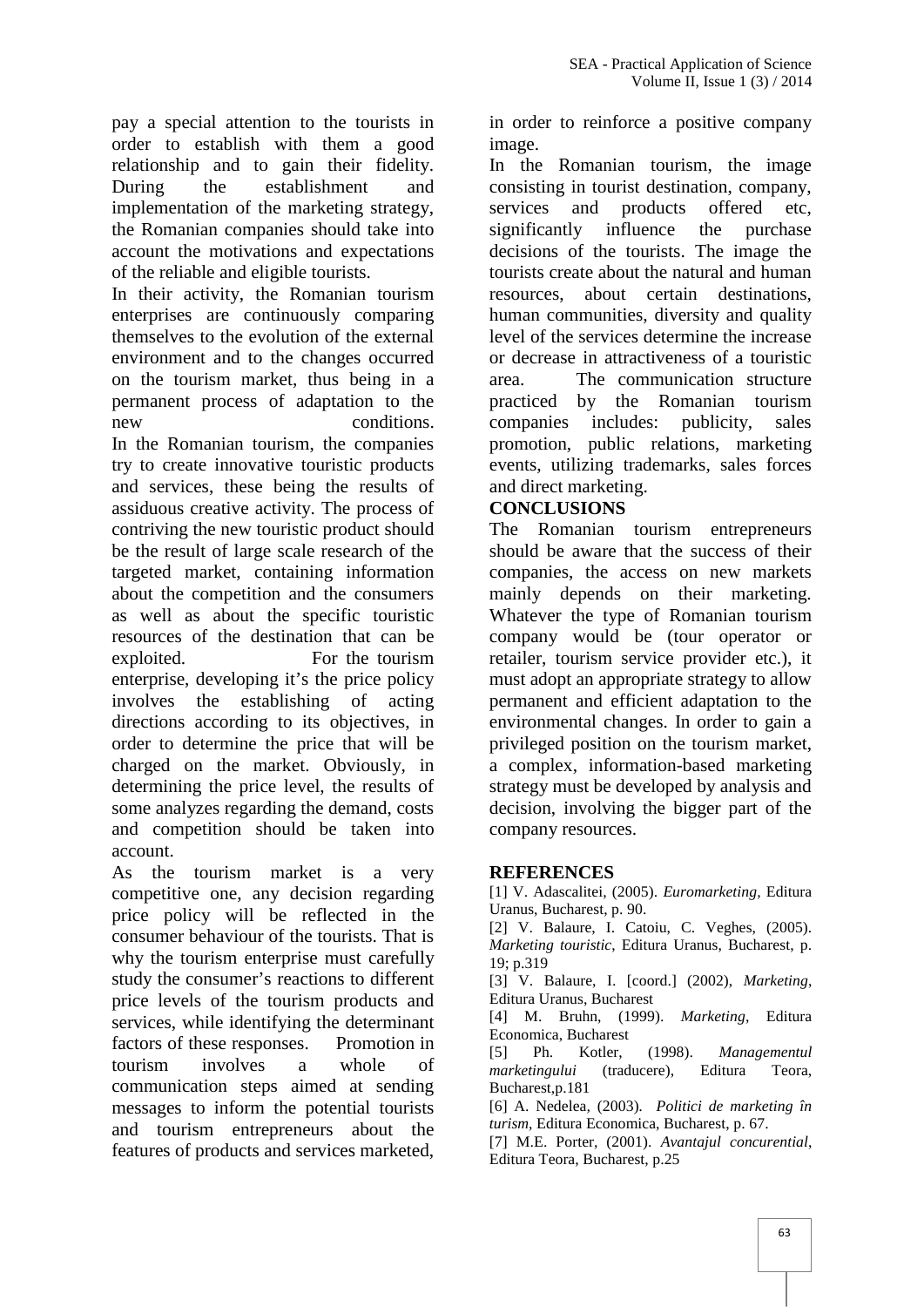pay a special attention to the tourists in order to establish with them a good relationship and to gain their fidelity. During the establishment and implementation of the marketing strategy, the Romanian companies should take into account the motivations and expectations of the reliable and eligible tourists.

In their activity, the Romanian tourism enterprises are continuously comparing themselves to the evolution of the external environment and to the changes occurred on the tourism market, thus being in a permanent process of adaptation to the new conditions.

In the Romanian tourism, the companies try to create innovative touristic products and services, these being the results of assiduous creative activity. The process of contriving the new touristic product should be the result of large scale research of the targeted market, containing information about the competition and the consumers as well as about the specific touristic resources of the destination that can be exploited. For the tourism enterprise, developing it's the price policy involves the establishing of acting directions according to its objectives, in order to determine the price that will be charged on the market. Obviously, in determining the price level, the results of some analyzes regarding the demand, costs and competition should be taken into account.

As the tourism market is a very competitive one, any decision regarding price policy will be reflected in the consumer behaviour of the tourists. That is why the tourism enterprise must carefully study the consumer's reactions to different price levels of the tourism products and services, while identifying the determinant factors of these responses. Promotion in tourism involves a whole of communication steps aimed at sending messages to inform the potential tourists and tourism entrepreneurs about the features of products and services marketed, in order to reinforce a positive company image.

In the Romanian tourism, the image consisting in tourist destination, company, services and products offered etc, significantly influence the purchase decisions of the tourists. The image the tourists create about the natural and human resources, about certain destinations, human communities, diversity and quality level of the services determine the increase or decrease in attractiveness of a touristic area. The communication structure practiced by the Romanian tourism companies includes: publicity, sales promotion, public relations, marketing events, utilizing trademarks, sales forces and direct marketing.

## CONCLUSIONS

The Romanian tourism entrepreneurs should be aware that the success of their companies, the access on new markets mainly depends on their marketing. Whatever the type of Romanian tourism company would be (tour operator or retailer, tourism service provider etc.), it must adopt an appropriate strategy to allow permanent and efficient adaptation to the environmental changes. In order to gain a privileged position on the tourism market, a complex, information-based marketing strategy must be developed by analysis and decision, involving the bigger part of the company resources.

## REFERENCES

[1] V. Adascalitei, (2005). *Euromarketing*, Editura Uranus, Bucharest, p. 90.

[2] V. Balaure, I. Catoiu, C. Veghes, (2005). *Marketing turistic*, Editura Uranus, Bucharest, p. 19; p.319

[3] V. Balaure, I. [coord.] (2002), *Marketing*, Editura Uranus, Bucharest

[4] M. Bruhn, (1999). *Marketing*, Editura Economica, Bucharest

[5] Ph. Kotler, (1998). *Managementul marketingului* (traducere), Editura Teora, Bucharest,p.181

[6] A. Nedelea, (2003). *Politici de marketing în turism*, Editura Economica, Bucharest, p. 67.

[7] M.E. Porter, (2001). *Avantajul concurential*, Editura Teora, Bucharest, p.25